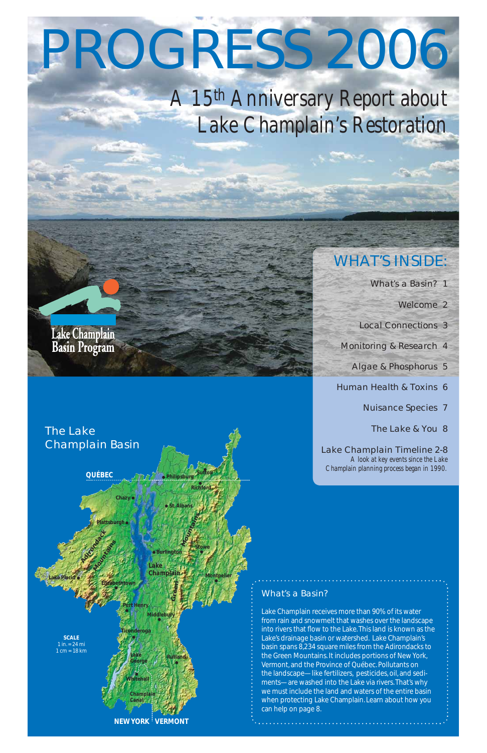# PROGRESS 2006

## A 15th Anniversary Report about Lake Champlain's Restoration

Lake Champlain Basin Program

## WHAT'S INSIDE:

- What's a Basin? 1
- Welcome 2
- Local Connections 3
- Monitoring & Research 4
- Algae & Phosphorus 5
- Human Health & Toxins 6
- Nuisance Species 7
- The Lake & You 8

Lake Champlain Timeline 2-8
A look at key events since the Lake Champlain planning process began in 1990.

### The Lake Champlain Basin

QUÉBEC, Philipsburg, Sutton, Richford, Chazy, St. Albans, Plattsburgh, Adirondack Mountains, Green Mountains, Stowe, Burlington, Lake Champlain, Lake Placid, Elizabethtown, Montpelier, Port Henry, Middlebury, Ticonderoga, Lake George, Rutland, Whitehall, Champlain Canal, NEW YORK, VERMONT

SCALE
1 in. = 24 mi
1 cm = 18 km

### What's a Basin?

Lake Champlain receives more than 90% of its water from rain and snowmelt that washes over the landscape into rivers that flow to the Lake. This land is known as the Lake's drainage basin or watershed. Lake Champlain's basin spans 8,234 square miles from the Adirondacks to the Green Mountains. It includes portions of New York, Vermont, and the Province of Québec. Pollutants on the landscape—like fertilizers, pesticides, oil, and sediments—are washed into the Lake via rivers. That's why we must include the land and waters of the entire basin when protecting Lake Champlain. Learn about how you can help on page 8.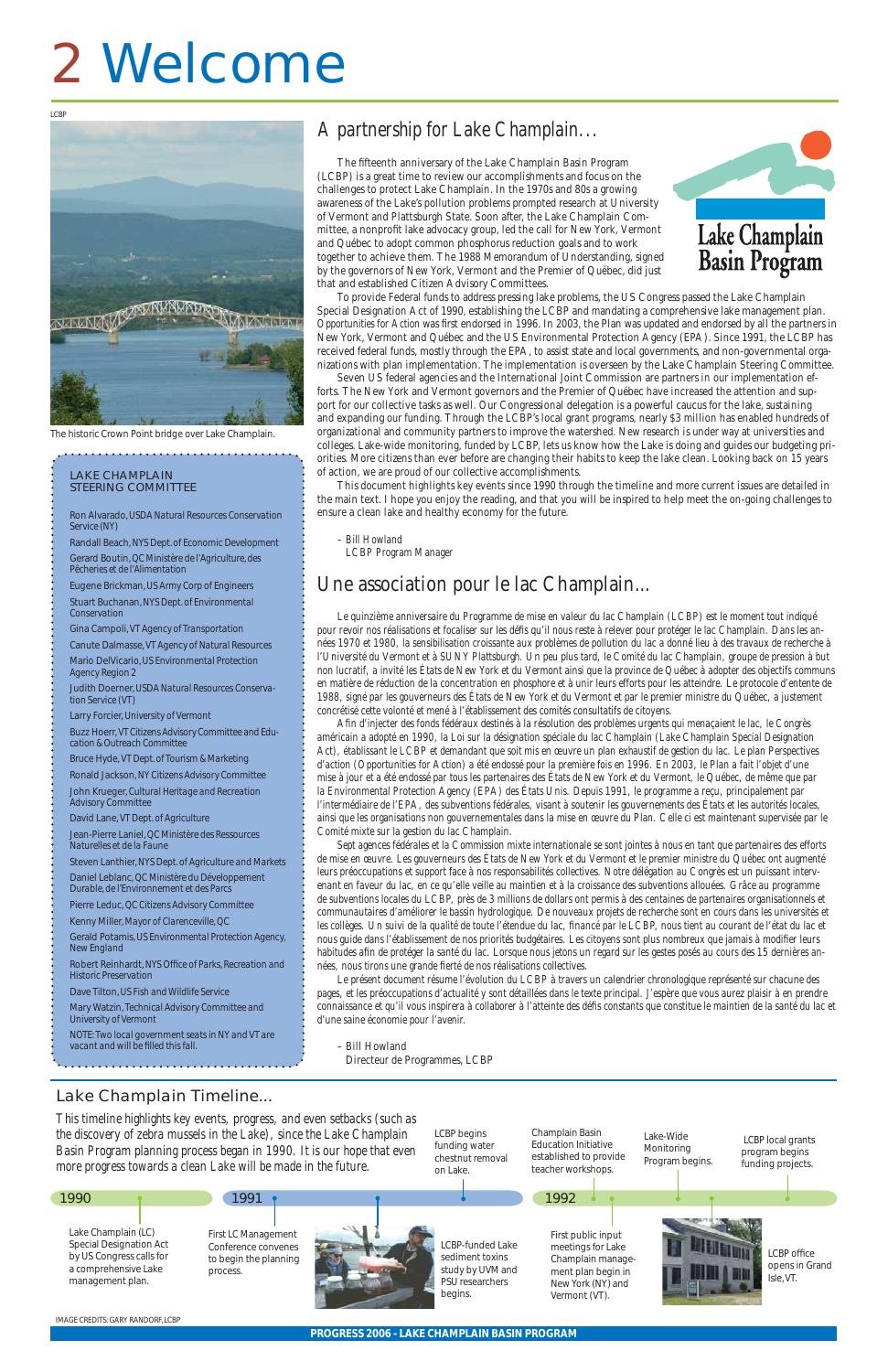# 2 Welcome

LCBP

The historic Crown Point bridge over Lake Champlain.

## A partnership for Lake Champlain...

The fifteenth anniversary of the Lake Champlain Basin Program (LCBP) is a great time to review our accomplishments and focus on the challenges to protect Lake Champlain. In the 1970s and 80s a growing awareness of the Lake's pollution problems prompted research at University of Vermont and Plattsburgh State. Soon after, the Lake Champlain Committee, a nonprofit lake advocacy group, led the call for New York, Vermont and Québec to adopt common phosphorus reduction goals and to work together to achieve them. The 1988 Memorandum of Understanding, signed by the governors of New York, Vermont and the Premier of Québec, did just that and established Citizen Advisory Committees.

Lake Champlain Basin Program

To provide Federal funds to address pressing lake problems, the US Congress passed the Lake Champlain Special Designation Act of 1990, establishing the LCBP and mandating a comprehensive lake management plan. Opportunities for Action was first endorsed in 1996. In 2003, the Plan was updated and endorsed by all the partners in New York, Vermont and Québec and the US Environmental Protection Agency (EPA). Since 1991, the LCBP has received federal funds, mostly through the EPA, to assist state and local governments, and non-governmental organizations with plan implementation. The implementation is overseen by the Lake Champlain Steering Committee.

Seven US federal agencies and the International Joint Commission are partners in our implementation efforts. The New York and Vermont governors and the Premier of Québec have increased the attention and support for our collective tasks as well. Our Congressional delegation is a powerful caucus for the lake, sustaining and expanding our funding. Through the LCBP's local grant programs, nearly $3 million has enabled hundreds of organizational and community partners to improve the watershed. New research is under way at universities and colleges. Lake-wide monitoring, funded by LCBP, lets us know how the Lake is doing and guides our budgeting priorities. More citizens than ever before are changing their habits to keep the lake clean. Looking back on 15 years of action, we are proud of our collective accomplishments.

This document highlights key events since 1990 through the timeline and more current issues are detailed in the main text. I hope you enjoy the reading, and that you will be inspired to help meet the on-going challenges to ensure a clean lake and healthy economy for the future.

– Bill Howland
LCBP Program Manager

## Une association pour le lac Champlain...

Le quinzième anniversaire du Programme de mise en valeur du lac Champlain (LCBP) est le moment tout indiqué pour revoir nos réalisations et focaliser sur les défis qu'il nous reste à relever pour protéger le lac Champlain. Dans les années 1970 et 1980, la sensibilisation croissante aux problèmes de pollution du lac a donné lieu à des travaux de recherche à l'Université du Vermont et à SUNY Plattsburgh. Un peu plus tard, le Comité du lac Champlain, groupe de pression à but non lucratif, a invité les États de New York et du Vermont ainsi que la province de Québec à adopter des objectifs communs en matière de réduction de la concentration en phosphore et à unir leurs efforts pour les atteindre. Le protocole d'entente de 1988, signé par les gouverneurs des États de New York et du Vermont et par le premier ministre du Québec, a justement concrétisé cette volonté et mené à l'établissement des comités consultatifs de citoyens.

Afin d'injecter des fonds fédéraux destinés à la résolution des problèmes urgents qui menaçaient le lac, le Congrès américain a adopté en 1990, la Loi sur la désignation spéciale du lac Champlain (Lake Champlain Special Designation Act), établissant le LCBP et demandant que soit mis en œuvre un plan exhaustif de gestion du lac. Le plan Perspectives d'action (Opportunities for Action) a été endossé pour la première fois en 1996. En 2003, le Plan a fait l'objet d'une mise à jour et a été endossé par tous les partenaires des États de New York et du Vermont, le Québec, de même que par la Environmental Protection Agency (EPA) des États Unis. Depuis 1991, le programme a reçu, principalement par l'intermédiaire de l'EPA, des subventions fédérales, visant à soutenir les gouvernements des États et les autorités locales, ainsi que les organisations non gouvernementales dans la mise en œuvre du Plan. Celle ci est maintenant supervisée par le Comité mixte sur la gestion du lac Champlain.

Sept agences fédérales et la Commission mixte internationale se sont jointes à nous en tant que partenaires des efforts de mise en œuvre. Les gouverneurs des États de New York et du Vermont et le premier ministre du Québec ont augmenté leurs préoccupations et support face à nos responsabilités collectives. Notre délégation au Congrès est un puissant intervenant en faveur du lac, en ce qu'elle veille au maintien et à la croissance des subventions allouées. Grâce au programme de subventions locales du LCBP, près de 3 millions de dollars ont permis à des centaines de partenaires organisationnels et communautaires d'améliorer le bassin hydrologique. De nouveaux projets de recherche sont en cours dans les universités et les collèges. Un suivi de la qualité de toute l'étendue du lac, financé par le LCBP, nous tient au courant de l'état du lac et nous guide dans l'établissement de nos priorités budgétaires. Les citoyens sont plus nombreux que jamais à modifier leurs habitudes afin de protéger la santé du lac. Lorsque nous jetons un regard sur les gestes posés au cours des 15 dernières années, nous tirons une grande fierté de nos réalisations collectives.

Le présent document résume l'évolution du LCBP à travers un calendrier chronologique représenté sur chacune des pages, et les préoccupations d'actualité y sont détaillées dans le texte principal. J'espère que vous aurez plaisir à en prendre connaissance et qu'il vous inspirera à collaborer à l'atteinte des défis constants que constitue le maintien de la santé du lac et d'une saine économie pour l'avenir.

– Bill Howland
Directeur de Programmes, LCBP

### LAKE CHAMPLAIN STEERING COMMITTEE

- Ron Alvarado, USDA Natural Resources Conservation Service (NY)
- Randall Beach, NYS Dept. of Economic Development
- Gerard Boutin, QC Ministère de l'Agriculture, des Pêcheries et de l'Alimentation
- Eugene Brickman, US Army Corp of Engineers
- Stuart Buchanan, NYS Dept. of Environmental Conservation
- Gina Campoli, VT Agency of Transportation
- Canute Dalmasse, VT Agency of Natural Resources
- Mario DelVicario, US Environmental Protection Agency Region 2
- Judith Doerner, USDA Natural Resources Conservation Service (VT)
- Larry Forcier, University of Vermont
- Buzz Hoerr, VT Citizens Advisory Committee and Education & Outreach Committee
- Bruce Hyde, VT Dept. of Tourism & Marketing
- Ronald Jackson, NY Citizens Advisory Committee
- John Krueger, Cultural Heritage and Recreation Advisory Committee
- David Lane, VT Dept. of Agriculture
- Jean-Pierre Laniel, QC Ministère des Ressources Naturelles et de la Faune
- Steven Lanthier, NYS Dept. of Agriculture and Markets
- Daniel Leblanc, QC Ministère du Développement Durable, de l'Environnement et des Parcs
- Pierre Leduc, QC Citizens Advisory Committee
- Kenny Miller, Mayor of Clarenceville, QC
- Gerald Potamis, US Environmental Protection Agency, New England
- Robert Reinhardt, NYS Office of Parks, Recreation and Historic Preservation
- Dave Tilton, US Fish and Wildlife Service
- Mary Watzin, Technical Advisory Committee and University of Vermont

NOTE: Two local government seats in NY and VT are vacant and will be filled this fall.

## Lake Champlain Timeline...

This timeline highlights key events, progress, and even setbacks (such as the discovery of zebra mussels in the Lake), since the Lake Champlain Basin Program planning process began in 1990. It is our hope that even more progress towards a clean Lake will be made in the future.

**1990**
- Lake Champlain (LC) Special Designation Act by US Congress calls for a comprehensive Lake management plan.

**1991**
- First LC Management Conference convenes to begin the planning process.
- LCBP begins funding water chestnut removal on Lake.
- LCBP-funded Lake sediment toxins study by UVM and PSU researchers begins.

**1992**
- Champlain Basin Education Initiative established to provide teacher workshops.
- First public input meetings for Lake Champlain management plan begin in New York (NY) and Vermont (VT).
- Lake-Wide Monitoring Program begins.
- LCBP local grants program begins funding projects.
- LCBP office opens in Grand Isle, VT.

IMAGE CREDITS: GARY RANDORF, LCBP

PROGRESS 2006 - LAKE CHAMPLAIN BASIN PROGRAM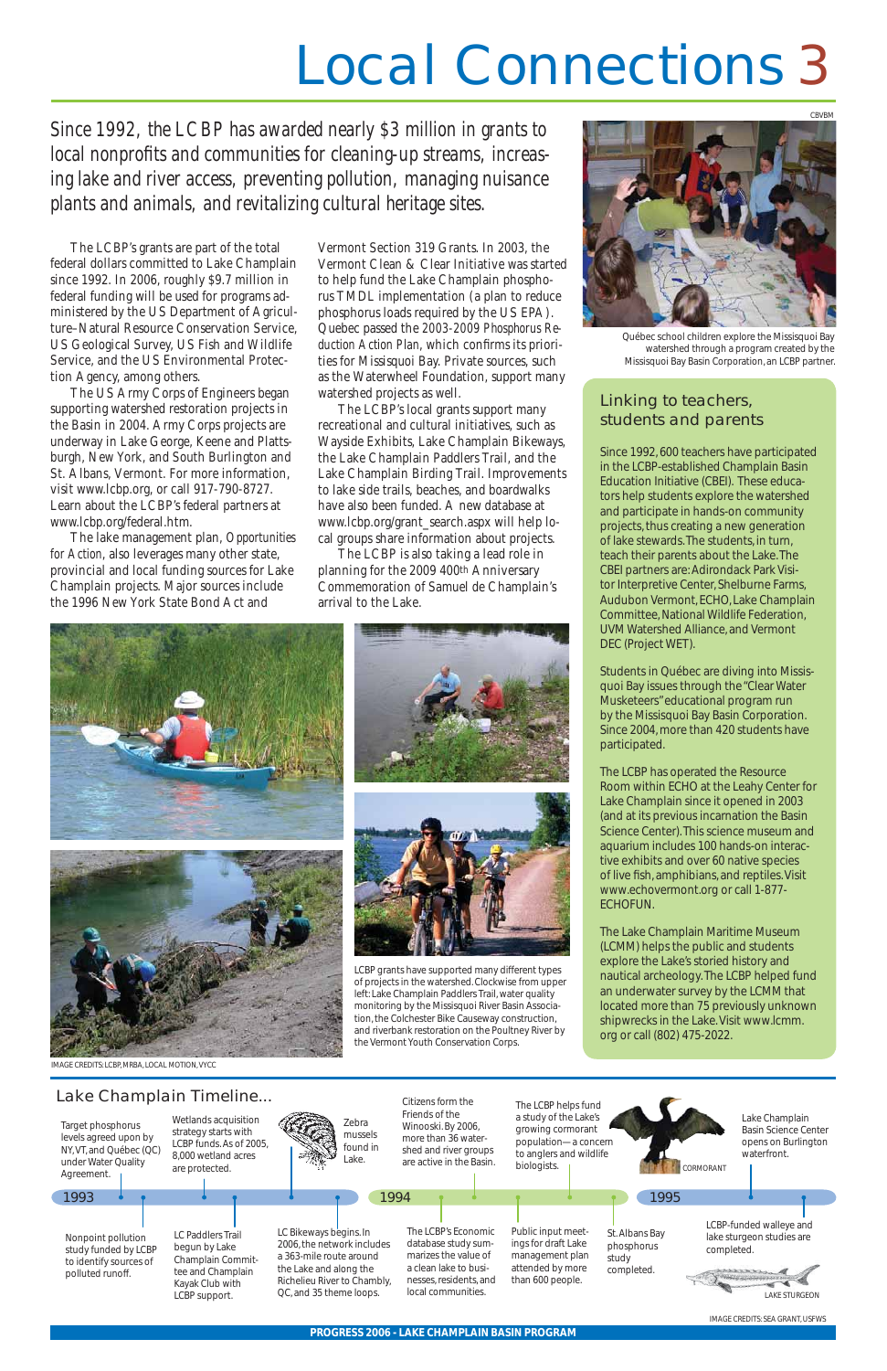# Local Connections 3

*Since 1992, the LCBP has awarded nearly $3 million in grants to local nonprofits and communities for cleaning-up streams, increasing lake and river access, preventing pollution, managing nuisance plants and animals, and revitalizing cultural heritage sites.*

The LCBP's grants are part of the total federal dollars committed to Lake Champlain since 1992. In 2006, roughly $9.7 million in federal funding will be used for programs administered by the US Department of Agriculture–Natural Resource Conservation Service, US Geological Survey, US Fish and Wildlife Service, and the US Environmental Protection Agency, among others.

The US Army Corps of Engineers began supporting watershed restoration projects in the Basin in 2004. Army Corps projects are underway in Lake George, Keene and Plattsburgh, New York, and South Burlington and St. Albans, Vermont. For more information, visit www.lcbp.org, or call 917-790-8727. Learn about the LCBP's federal partners at www.lcbp.org/federal.htm.

The lake management plan, *Opportunities for Action*, also leverages many other state, provincial and local funding sources for Lake Champlain projects. Major sources include the 1996 New York State Bond Act and Vermont Section 319 Grants. In 2003, the Vermont Clean & Clear Initiative was started to help fund the Lake Champlain phosphorus TMDL implementation (a plan to reduce phosphorus loads required by the US EPA). Quebec passed the *2003-2009 Phosphorus Reduction Action Plan*, which confirms its priorities for Missisquoi Bay. Private sources, such as the Waterwheel Foundation, support many watershed projects as well.

The LCBP's local grants support many recreational and cultural initiatives, such as Wayside Exhibits, Lake Champlain Bikeways, the Lake Champlain Paddlers Trail, and the Lake Champlain Birding Trail. Improvements to lake side trails, beaches, and boardwalks have also been funded. A new database at www.lcbp.org/grant_search.aspx will help local groups share information about projects.

The LCBP is also taking a lead role in planning for the 2009 400th Anniversary Commemoration of Samuel de Champlain's arrival to the Lake.

CBVBM

Québec school children explore the Missisquoi Bay watershed through a program created by the Missisquoi Bay Basin Corporation, an LCBP partner.

LCBP grants have supported many different types of projects in the watershed. Clockwise from upper left: Lake Champlain Paddlers Trail, water quality monitoring by the Missisquoi River Basin Association, the Colchester Bike Causeway construction, and riverbank restoration on the Poultney River by the Vermont Youth Conservation Corps.

IMAGE CREDITS: LCBP, MRBA, LOCAL MOTION, VYCC

## Linking to teachers, students and parents

Since 1992, 600 teachers have participated in the LCBP-established Champlain Basin Education Initiative (CBEI). These educators help students explore the watershed and participate in hands-on community projects, thus creating a new generation of lake stewards. The students, in turn, teach their parents about the Lake. The CBEI partners are: Adirondack Park Visitor Interpretive Center, Shelburne Farms, Audubon Vermont, ECHO, Lake Champlain Committee, National Wildlife Federation, UVM Watershed Alliance, and Vermont DEC (Project WET).

Students in Québec are diving into Missisquoi Bay issues through the "Clear Water Musketeers" educational program run by the Missisquoi Bay Basin Corporation. Since 2004, more than 420 students have participated.

The LCBP has operated the Resource Room within ECHO at the Leahy Center for Lake Champlain since it opened in 2003 (and at its previous incarnation the Basin Science Center). This science museum and aquarium includes 100 hands-on interactive exhibits and over 60 native species of live fish, amphibians, and reptiles. Visit www.echovermont.org or call 1-877-ECHOFUN.

The Lake Champlain Maritime Museum (LCMM) helps the public and students explore the Lake's storied history and nautical archeology. The LCBP helped fund an underwater survey by the LCMM that located more than 75 previously unknown shipwrecks in the Lake. Visit www.lcmm.org or call (802) 475-2022.

## Lake Champlain Timeline...

**1993**

- Target phosphorus levels agreed upon by NY, VT, and Québec (QC) under Water Quality Agreement.
- Nonpoint pollution study funded by LCBP to identify sources of polluted runoff.
- Wetlands acquisition strategy starts with LCBP funds. As of 2005, 8,000 wetland acres are protected.
- LC Paddlers Trail begun by Lake Champlain Committee and Champlain Kayak Club with LCBP support.
- LC Bikeways begins. In 2006, the network includes a 363-mile route around the Lake and along the Richelieu River to Chambly, QC, and 35 theme loops.
- Zebra mussels found in Lake.

**1994**

- Citizens form the Friends of the Winooski. By 2006, more than 36 watershed and river groups are active in the Basin.
- The LCBP's Economic database study summarizes the value of a clean lake to businesses, residents, and local communities.
- Public input meetings for draft Lake management plan attended by more than 600 people.
- The LCBP helps fund a study of the Lake's growing cormorant population—a concern to anglers and wildlife biologists.
- St. Albans Bay phosphorus study completed.

CORMORANT

**1995**

- Lake Champlain Basin Science Center opens on Burlington waterfront.
- LCBP-funded walleye and lake sturgeon studies are completed.

LAKE STURGEON

IMAGE CREDITS: SEA GRANT, USFWS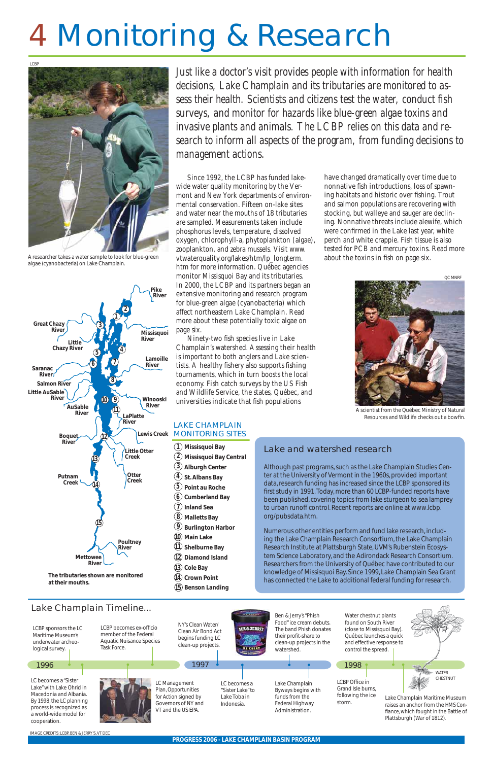# 4 Monitoring & Research

Just like a doctor's visit provides people with information for health decisions, Lake Champlain and its tributaries are monitored to assess their health. Scientists and citizens test the water, conduct fish surveys, and monitor for hazards like blue-green algae toxins and invasive plants and animals. The LCBP relies on this data and research to inform all aspects of the program, from funding decisions to management actions.

A researcher takes a water sample to look for blue-green algae (cyanobacteria) on Lake Champlain.

Since 1992, the LCBP has funded lake-wide water quality monitoring by the Vermont and New York departments of environmental conservation. Fifteen on-lake sites and water near the mouths of 18 tributaries are sampled. Measurements taken include phosphorus levels, temperature, dissolved oxygen, chlorophyll-a, phytoplankton (algae), zooplankton, and zebra mussels. Visit www.vtwaterquality.org/lakes/htm/lp_longterm.htm for more information. Québec agencies monitor Missisquoi Bay and its tributaries. In 2000, the LCBP and its partners began an extensive monitoring and research program for blue-green algae (cyanobacteria) which affect northeastern Lake Champlain. Read more about these potentially toxic algae on page six.

Ninety-two fish species live in Lake Champlain's watershed. Assessing their health is important to both anglers and Lake scientists. A healthy fishery also supports fishing tournaments, which in turn boosts the local economy. Fish catch surveys by the US Fish and Wildlife Service, the states, Québec, and universities indicate that fish populations have changed dramatically over time due to nonnative fish introductions, loss of spawning habitats and historic over fishing. Trout and salmon populations are recovering with stocking, but walleye and sauger are declining. Nonnative threats include alewife, which were confirmed in the Lake last year, white perch and white crappie. Fish tissue is also tested for PCB and mercury toxins. Read more about the toxins in fish on page six.

A scientist from the Québec Ministry of Natural Resources and Wildlife checks out a bowfin.

The tributaries shown are monitored at their mouths.

## LAKE CHAMPLAIN MONITORING SITES

1. Missisquoi Bay
2. Missisquoi Bay Central
3. Alburgh Center
4. St. Albans Bay
5. Point au Roche
6. Cumberland Bay
7. Inland Sea
8. Malletts Bay
9. Burlington Harbor
10. Main Lake
11. Shelburne Bay
12. Diamond Island
13. Cole Bay
14. Crown Point
15. Benson Landing

## Lake and watershed research

Although past programs, such as the Lake Champlain Studies Center at the University of Vermont in the 1960s, provided important data, research funding has increased since the LCBP sponsored its first study in 1991. Today, more than 60 LCBP-funded reports have been published, covering topics from lake sturgeon to sea lamprey to urban runoff control. Recent reports are online at www.lcbp.org/pubsdata.htm.

Numerous other entities perform and fund lake research, including the Lake Champlain Research Consortium, the Lake Champlain Research Institute at Plattsburgh State, UVM's Rubenstein Ecosystem Science Laboratory, and the Adirondack Research Consortium. Researchers from the University of Québec have contributed to our knowledge of Missisquoi Bay. Since 1999, Lake Champlain Sea Grant has connected the Lake to additional federal funding for research.

## Lake Champlain Timeline...

**1996**

- LCBP sponsors the LC Maritime Museum's underwater archeological survey.
- LCBP becomes ex-officio member of the Federal Aquatic Nuisance Species Task Force.
- LC becomes a "Sister Lake" with Lake Ohrid in Macedonia and Albania. By 1998, the LC planning process is recognized as a world-wide model for cooperation.
- LC Management Plan, Opportunities for Action signed by Governors of NY and VT and the US EPA.

**1997**

- NY's Clean Water/Clean Air Bond Act begins funding LC clean-up projects.
- Ben & Jerry's "Phish Food" ice cream debuts. The band Phish donates their profit-share to clean-up projects in the watershed.
- LC becomes a "Sister Lake" to Lake Toba in Indonesia.
- Lake Champlain Byways begins with funds from the Federal Highway Administration.

**1998**

- Water chestnut plants found on South River (close to Missisquoi Bay). Québec launches a quick and effective response to control the spread.
- LCBP Office in Grand Isle burns, following the ice storm.
- Lake Champlain Maritime Museum raises an anchor from the HMS Confiance, which fought in the Battle of Plattsburgh (War of 1812).

WATER CHESTNUT

IMAGE CREDITS: LCBP, BEN & JERRY'S, VT DEC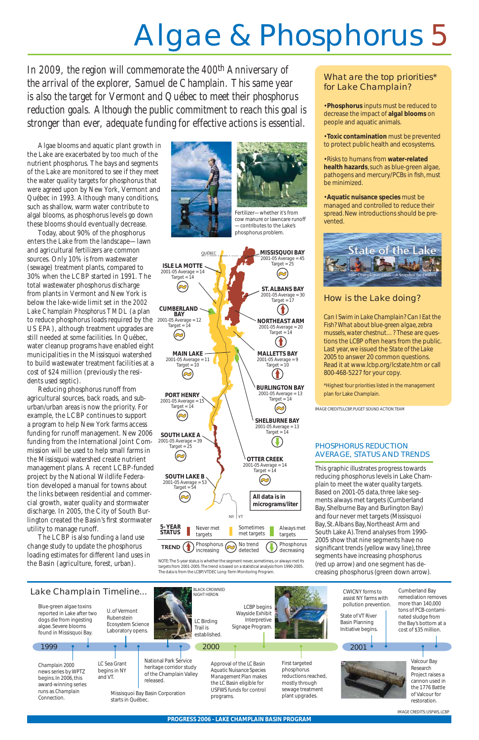# Algae & Phosphorus 5

*In 2009, the region will commemorate the 400th Anniversary of the arrival of the explorer, Samuel de Champlain. This same year is also the target for Vermont and Québec to meet their phosphorus reduction goals. Although the public commitment to reach this goal is stronger than ever, adequate funding for effective actions is essential.*

Algae blooms and aquatic plant growth in the Lake are exacerbated by too much of the nutrient phosphorus. The bays and segments of the Lake are monitored to see if they meet the water quality targets for phosphorus that were agreed upon by New York, Vermont and Québec in 1993. Although many conditions, such as shallow, warm water contribute to algal blooms, as phosphorus levels go down these blooms should eventually decrease.

Today, about 90% of the phosphorus enters the Lake from the landscape—lawn and agricultural fertilizers are common sources. Only 10% is from wastewater (sewage) treatment plants, compared to 30% when the LCBP started in 1991. The total wastewater phosphorus discharge from plants in Vermont and New York is below the lake-wide limit set in the 2002 Lake Champlain Phosphorus TMDL (a plan to reduce phosphorus loads required by the US EPA), although treatment upgrades are still needed at some facilities. In Québec, water cleanup programs have enabled eight municipalities in the Missisquoi watershed to build wastewater treatment facilities at a cost of $24 million (previously the residents used septic).

Reducing phosphorus runoff from agricultural sources, back roads, and suburban/urban areas is now the priority. For example, the LCBP continues to support a program to help New York farms access funding for runoff management. New 2006 funding from the International Joint Commission will be used to help small farms in the Missisquoi watershed create nutrient management plans. A recent LCBP-funded project by the National Wildlife Federation developed a manual for towns about the links between residential and commercial growth, water quality and stormwater discharge. In 2005, the City of South Burlington created the Basin's first stormwater utility to manage runoff.

The LCBP is also funding a land use change study to update the phosphorus loading estimates for different land uses in the Basin (agriculture, forest, urban).

Fertilizer—whether it's from cow manure or lawncare runoff—contributes to the Lake's phosphorus problem.

| Segment | 2001-05 Average | Target |
|---|---|---|
| Missisquoi Bay | 45 | 25 |
| Isle La Motte | 14 | 14 |
| St. Albans Bay | 30 | 17 |
| Cumberland Bay | 12 | 14 |
| Northeast Arm | 20 | 14 |
| Main Lake | 11 | 10 |
| Malletts Bay | 9 | 10 |
| Burlington Bay | 13 | 14 |
| Port Henry | 15 | 14 |
| Shelburne Bay | 13 | 14 |
| South Lake A | 39 | 25 |
| Otter Creek | 14 | 14 |
| South Lake B | 53 | 54 |

All data is in micrograms/liter

5-YEAR STATUS: Never met targets / Sometimes met targets / Always met targets

TREND: Phosphorus increasing / No trend detected / Phosphorus decreasing

NOTE: The 5-year status is whether the segment never, sometimes, or always met its targets from 2001-2005. The trend is based on a statistical analysis from 1990-2005. The data is from the LCBP/VTDEC Long-Term Monitoring Program.

## What are the top priorities* for Lake Champlain?

- **Phosphorus** inputs must be reduced to decrease the impact of **algal blooms** on people and aquatic animals.
- **Toxic contamination** must be prevented to protect public health and ecosystems.
- Risks to humans from **water-related health hazards**, such as blue-green algae, pathogens and mercury/PCBs in fish, must be minimized.
- **Aquatic nuisance species** must be managed and controlled to reduce their spread. New introductions should be prevented.

State of the Lake — Lake Champlain in 2005—A Snapshot for Citizens

## How is the Lake doing?

Can I Swim in Lake Champlain? Can I Eat the Fish? What about blue-green algae, zebra mussels, water chestnut...? These are questions the LCBP often hears from the public. Last year, we issued the State of the Lake 2005 to answer 20 common questions. Read it at www.lcbp.org/lcstate.htm or call 800-468-5227 for your copy.

*Highest four priorities listed in the management plan for Lake Champlain.

IMAGE CREDITS: LCBP, PUGET SOUND ACTION TEAM

## PHOSPHORUS REDUCTION AVERAGE, STATUS AND TRENDS

This graphic illustrates progress towards reducing phosphorus levels in Lake Champlain to meet the water quality targets. Based on 2001-05 data, three lake segments always met targets (Cumberland Bay, Shelburne Bay and Burlington Bay) and four never met targets (Missisquoi Bay, St. Albans Bay, Northeast Arm and South Lake A). Trend analyses from 1990-2005 show that nine segments have no significant trends (yellow wavy line), three segments have increasing phosphorus (red up arrow) and one segment has decreasing phosphorus (green down arrow).

## Lake Champlain Timeline...

**1999**
- Blue-green algae toxins reported in Lake after two dogs die from ingesting algae. Severe blooms found in Missisquoi Bay.
- Champlain 2000 news series by WPTZ begins. In 2006, this award-winning series runs as Champlain Connection.
- U. of Vermont Rubenstein Ecosystem Science Laboratory opens.
- LC Sea Grant begins in NY and VT.
- National Park Service heritage corridor study of the Champlain Valley released.
- Missisquoi Bay Basin Corporation starts in Québec.
- LC Birding Trail is established. (BLACK-CROWNED NIGHT HERON)

**2000**
- LCBP begins Wayside Exhibit Interpretive Signage Program.
- Approval of the LC Basin Aquatic Nuisance Species Management Plan makes the LC Basin eligible for USFWS funds for control programs.
- First targeted phosphorus reductions reached, mostly through sewage treatment plant upgrades.

**2001**
- CWICNY forms to assist NY farms with pollution prevention.
- State of VT River Basin Planning Initiative begins.
- Cumberland Bay remediation removes more than 140,000 tons of PCB-contaminated sludge from the Bay's bottom at a cost of $35 million.
- Valcour Bay Research Project raises a cannon used in the 1776 Battle of Valcour for restoration.

IMAGE CREDITS: USFWS, LCBP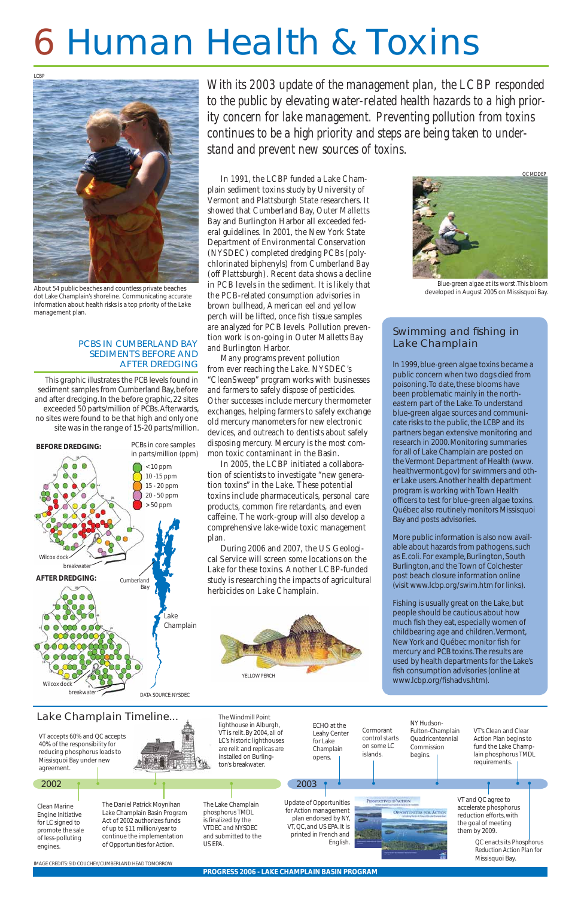# 6 Human Health & Toxins

*With its 2003 update of the management plan, the LCBP responded to the public by elevating water-related health hazards to a high priority concern for lake management. Preventing pollution from toxins continues to be a high priority and steps are being taken to understand and prevent new sources of toxins.*

About 54 public beaches and countless private beaches dot Lake Champlain's shoreline. Communicating accurate information about health risks is a top priority of the Lake management plan.

In 1991, the LCBP funded a Lake Champlain sediment toxins study by University of Vermont and Plattsburgh State researchers. It showed that Cumberland Bay, Outer Malletts Bay and Burlington Harbor all exceeded federal guidelines. In 2001, the New York State Department of Environmental Conservation (NYSDEC) completed dredging PCBs (polychlorinated biphenyls) from Cumberland Bay (off Plattsburgh). Recent data shows a decline in PCB levels in the sediment. It is likely that the PCB-related consumption advisories in brown bullhead, American eel and yellow perch will be lifted, once fish tissue samples are analyzed for PCB levels. Pollution prevention work is on-going in Outer Malletts Bay and Burlington Harbor.

Many programs prevent pollution from ever reaching the Lake. NYSDEC's "CleanSweep" program works with businesses and farmers to safely dispose of pesticides. Other successes include mercury thermometer exchanges, helping farmers to safely exchange old mercury manometers for new electronic devices, and outreach to dentists about safely disposing mercury. Mercury is the most common toxic contaminant in the Basin.

In 2005, the LCBP initiated a collaboration of scientists to investigate "new generation toxins" in the Lake. These potential toxins include pharmaceuticals, personal care products, common fire retardants, and even caffeine. The work-group will also develop a comprehensive lake-wide toxic management plan.

During 2006 and 2007, the US Geological Service will screen some locations on the Lake for these toxins. Another LCBP-funded study is researching the impacts of agricultural herbicides on Lake Champlain.

Blue-green algae at its worst. This bloom developed in August 2005 on Missisquoi Bay.

## PCBs in Cumberland Bay Sediments Before and After Dredging

This graphic illustrates the PCB levels found in sediment samples from Cumberland Bay, before and after dredging. In the before graphic, 22 sites exceeded 50 parts/million of PCBs. Afterwards, no sites were found to be that high and only one site was in the range of 15-20 parts/million.

**BEFORE DREDGING:** / **AFTER DREDGING:**

PCBs in core samples in parts/million (ppm): <10 ppm; 10-15 ppm; 15-20 ppm; 20-50 ppm; >50 ppm

Wilcox dock · breakwater · Cumberland Bay · Lake Champlain

DATA SOURCE: NYSDEC

YELLOW PERCH

## Swimming and fishing in Lake Champlain

In 1999, blue-green algae toxins became a public concern when two dogs died from poisoning. To date, these blooms have been problematic mainly in the northeastern part of the Lake. To understand blue-green algae sources and communicate risks to the public, the LCBP and its partners began extensive monitoring and research in 2000. Monitoring summaries for all of Lake Champlain are posted on the Vermont Department of Health (www.healthvermont.gov) for swimmers and other Lake users. Another health department program is working with Town Health officers to test for blue-green algae toxins. Québec also routinely monitors Missisquoi Bay and posts advisories.

More public information is also now available about hazards from pathogens, such as E. coli. For example, Burlington, South Burlington, and the Town of Colchester post beach closure information online (visit www.lcbp.org/swim.htm for links).

Fishing is usually great on the Lake, but people should be cautious about how much fish they eat, especially women of childbearing age and children. Vermont, New York and Québec monitor fish for mercury and PCB toxins. The results are used by health departments for the Lake's fish consumption advisories (online at www.lcbp.org/fishadvs.htm).

## Lake Champlain Timeline...

**2002**

- VT accepts 60% and QC accepts 40% of the responsibility for reducing phosphorus loads to Missisquoi Bay under new agreement.
- Clean Marine Engine Initiative for LC signed to promote the sale of less-polluting engines.
- The Daniel Patrick Moynihan Lake Champlain Basin Program Act of 2002 authorizes funds of up to $11 million/year to continue the implementation of Opportunities for Action.
- The Windmill Point lighthouse in Alburgh, VT is relit. By 2004, all of LC's historic lighthouses are relit and replicas are installed on Burlington's breakwater.
- The Lake Champlain phosphorus TMDL is finalized by the VTDEC and NYSDEC and submitted to the US EPA.

**2003**

- Update of Opportunities for Action management plan endorsed by NY, VT, QC, and US EPA. It is printed in French and English.
- ECHO at the Leahy Center for Lake Champlain opens.
- Cormorant control starts on some LC islands.
- NY Hudson-Fulton-Champlain Quadricentennial Commission begins.
- VT and QC agree to accelerate phosphorus reduction efforts, with the goal of meeting them by 2009.
- VT's Clean and Clear Action Plan begins to fund the Lake Champlain phosphorus TMDL requirements.
- QC enacts its Phosphorus Reduction Action Plan for Missisquoi Bay.

IMAGE CREDITS: SID COUCHEY/CUMBERLAND HEAD TOMORROW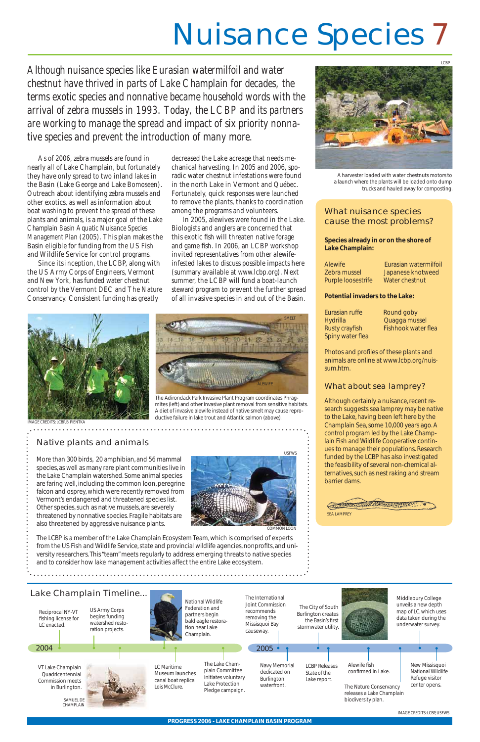# Nuisance Species

*Although nuisance species like Eurasian watermilfoil and water chestnut have thrived in parts of Lake Champlain for decades, the terms exotic species and nonnative became household words with the arrival of zebra mussels in 1993. Today, the LCBP and its partners are working to manage the spread and impact of six priority nonnative species and prevent the introduction of many more.*

As of 2006, zebra mussels are found in nearly all of Lake Champlain, but fortunately they have only spread to two inland lakes in the Basin (Lake George and Lake Bomoseen). Outreach about identifying zebra mussels and other exotics, as well as information about boat washing to prevent the spread of these plants and animals, is a major goal of the *Lake Champlain Basin Aquatic Nuisance Species Management Plan* (2005). This plan makes the Basin eligible for funding from the US Fish and Wildlife Service for control programs.

Since its inception, the LCBP, along with the US Army Corps of Engineers, Vermont and New York, has funded water chestnut control by the Vermont DEC and The Nature Conservancy. Consistent funding has greatly decreased the Lake acreage that needs mechanical harvesting. In 2005 and 2006, sporadic water chestnut infestations were found in the north Lake in Vermont and Québec. Fortunately, quick responses were launched to remove the plants, thanks to coordination among the programs and volunteers.

In 2005, alewives were found in the Lake. Biologists and anglers are concerned that this exotic fish will threaten native forage and game fish. In 2006, an LCBP workshop invited representatives from other alewife-infested lakes to discuss possible impacts here (summary available at www.lcbp.org). Next summer, the LCBP will fund a boat-launch steward program to prevent the further spread of all invasive species in and out of the Basin.

LCBP

A harvester loaded with water chestnuts motors to a launch where the plants will be loaded onto dump trucks and hauled away for composting.

SMELT

ALEWIFE

The Adirondack Park Invasive Plant Program coordinates Phragmites (left) and other invasive plant removal from sensitive habitats. A diet of invasive alewife instead of native smelt may cause reproductive failure in lake trout and Atlantic salmon (above).

IMAGE CREDITS: LCBP, B. PIENTKA

## What nuisance species cause the most problems?

**Species already in or on the shore of Lake Champlain:**

- Alewife
- Zebra mussel
- Purple loosestrife
- Eurasian watermilfoil
- Japanese knotweed
- Water chestnut

**Potential invaders to the Lake:**

- Eurasian ruffe
- Hydrilla
- Rusty crayfish
- Spiny water flea
- Round goby
- Quagga mussel
- Fishhook water flea

Photos and profiles of these plants and animals are online at www.lcbp.org/nuissum.htm.

## What about sea lamprey?

Although certainly a nuisance, recent research suggests sea lamprey may be native to the Lake, having been left here by the Champlain Sea, some 10,000 years ago. A control program led by the Lake Champlain Fish and Wildlife Cooperative continues to manage their populations. Research funded by the LCBP has also investigated the feasibility of several non-chemical alternatives, such as nest raking and stream barrier dams.

SEA LAMPREY

## Native plants and animals

More than 300 birds, 20 amphibian, and 56 mammal species, as well as many rare plant communities live in the Lake Champlain watershed. Some animal species are faring well, including the common loon, peregrine falcon and osprey, which were recently removed from Vermont's endangered and threatened species list. Other species, such as native mussels, are severely threatened by nonnative species. Fragile habitats are also threatened by aggressive nuisance plants.

USFWS

COMMON LOON

The LCBP is a member of the Lake Champlain Ecosystem Team, which is comprised of experts from the US Fish and Wildlife Service, state and provincial wildlife agencies, nonprofits, and university researchers. This "team" meets regularly to address emerging threats to native species and to consider how lake management activities affect the entire Lake ecosystem.

## Lake Champlain Timeline...

**2004**

- Reciprocal NY-VT fishing license for LC enacted.
- VT Lake Champlain Quadricentennial Commission meets in Burlington.
- US Army Corps begins funding watershed restoration projects.
- LC Maritime Museum launches canal boat replica Lois McClure.
- National Wildlife Federation and partners begin bald eagle restoration near Lake Champlain.
- The Lake Champlain Committee initiates voluntary Lake Protection Pledge campaign.

**2005**

- The International Joint Commission recommends removing the Missisquoi Bay causeway.
- Navy Memorial dedicated on Burlington waterfront.
- LCBP Releases State of the Lake report.
- The City of South Burlington creates the Basin's first stormwater utility.
- Alewife fish confirmed in Lake.
- The Nature Conservancy releases a Lake Champlain biodiversity plan.
- Middlebury College unveils a new depth map of LC, which uses data taken during the underwater survey.
- New Missisquoi National Wildlife Refuge visitor center opens.

SAMUEL DE CHAMPLAIN

IMAGE CREDITS: LCBP, USFWS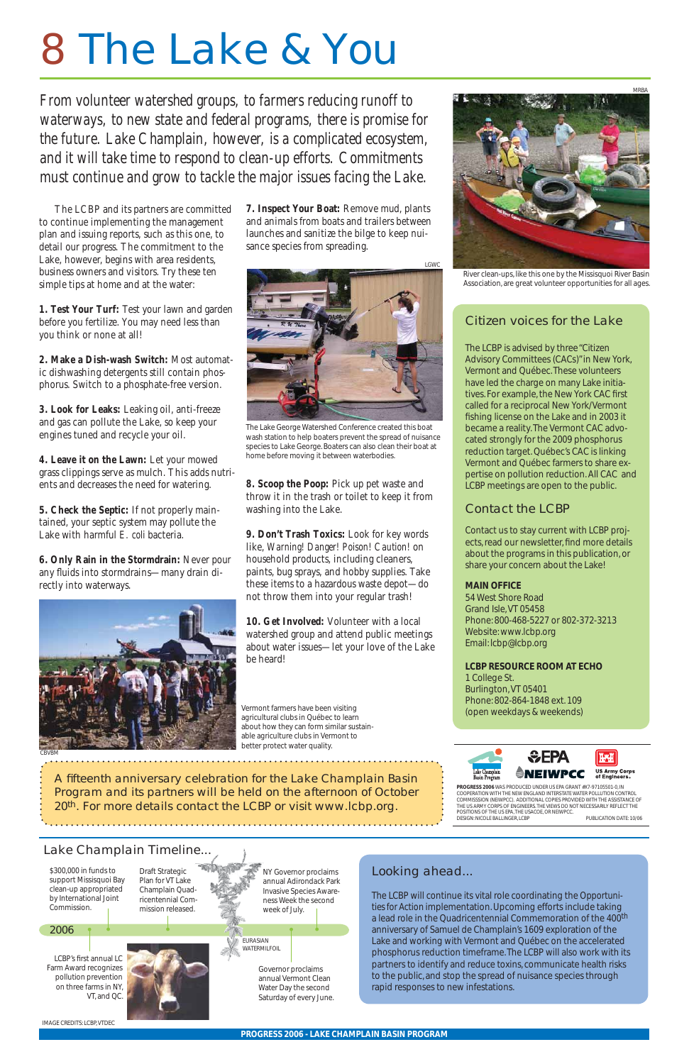# 8 The Lake & You

*From volunteer watershed groups, to farmers reducing runoff to waterways, to new state and federal programs, there is promise for the future. Lake Champlain, however, is a complicated ecosystem, and it will take time to respond to clean-up efforts. Commitments must continue and grow to tackle the major issues facing the Lake.*

The LCBP and its partners are committed to continue implementing the management plan and issuing reports, such as this one, to detail our progress. The commitment to the Lake, however, begins with area residents, business owners and visitors. Try these ten simple tips at home and at the water:

**1. Test Your Turf:** Test your lawn and garden before you fertilize. You may need less than you think or none at all!

**2. Make a Dish-wash Switch:** Most automatic dishwashing detergents still contain phosphorus. Switch to a phosphate-free version.

**3. Look for Leaks:** Leaking oil, anti-freeze and gas can pollute the Lake, so keep your engines tuned and recycle your oil.

**4. Leave it on the Lawn:** Let your mowed grass clippings serve as mulch. This adds nutrients and decreases the need for watering.

**5. Check the Septic:** If not properly maintained, your septic system may pollute the Lake with harmful *E. coli* bacteria.

**6. Only Rain in the Stormdrain:** Never pour any fluids into stormdrains—many drain directly into waterways.

CBVBM

Vermont farmers have been visiting agricultural clubs in Québec to learn about how they can form similar sustainable agriculture clubs in Vermont to better protect water quality.

**7. Inspect Your Boat:** Remove mud, plants and animals from boats and trailers between launches and sanitize the bilge to keep nuisance species from spreading.

LGWC

The Lake George Watershed Conference created this boat wash station to help boaters prevent the spread of nuisance species to Lake George. Boaters can also clean their boat at home before moving it between waterbodies.

**8. Scoop the Poop:** Pick up pet waste and throw it in the trash or toilet to keep it from washing into the Lake.

**9. Don't Trash Toxics:** Look for key words like, *Warning! Danger! Poison! Caution!* on household products, including cleaners, paints, bug sprays, and hobby supplies. Take these items to a hazardous waste depot—do not throw them into your regular trash!

**10. Get Involved:** Volunteer with a local watershed group and attend public meetings about water issues—let your love of the Lake be heard!

MRBA

River clean-ups, like this one by the Missisquoi River Basin Association, are great volunteer opportunities for all ages.

## Citizen voices for the Lake

The LCBP is advised by three "Citizen Advisory Committees (CACs)" in New York, Vermont and Québec. These volunteers have led the charge on many Lake initiatives. For example, the New York CAC first called for a reciprocal New York/Vermont fishing license on the Lake and in 2003 it became a reality. The Vermont CAC advocated strongly for the 2009 phosphorus reduction target. Québec's CAC is linking Vermont and Québec farmers to share expertise on pollution reduction. All CAC and LCBP meetings are open to the public.

## Contact the LCBP

Contact us to stay current with LCBP projects, read our newsletter, find more details about the programs in this publication, or share your concern about the Lake!

**MAIN OFFICE**
54 West Shore Road
Grand Isle, VT 05458
Phone: 800-468-5227 or 802-372-3213
Website: www.lcbp.org
Email: lcbp@lcbp.org

**LCBP RESOURCE ROOM AT ECHO**
1 College St.
Burlington, VT 05401
Phone: 802-864-1848 ext. 109
(open weekdays & weekends)

A fifteenth anniversary celebration for the Lake Champlain Basin Program and its partners will be held on the afternoon of October 20th. For more details contact the LCBP or visit www.lcbp.org.

Lake Champlain Basin Program · EPA · NEIWPCC · US Army Corps of Engineers

**PROGRESS 2006** WAS PRODUCED UNDER US EPA GRANT #X7-97105501-0, IN COOPERATION WITH THE NEW ENGLAND INTERSTATE WATER POLLUTION CONTROL COMMISSION (NEIWPCC). ADDITIONAL COPIES PROVIDED WITH THE ASSISTANCE OF THE US ARMY CORPS OF ENGINEERS. THE VIEWS DO NOT NECESSARILY REFLECT THE POSITIONS OF THE US EPA, THE USACOE, OR NEIWPCC.
DESIGN: NICOLE BALLINGER, LCBP — PUBLICATION DATE: 10/06

## Lake Champlain Timeline...

**2006**

- $300,000 in funds to support Missisquoi Bay clean-up appropriated by International Joint Commission.
- Draft Strategic Plan for VT Lake Champlain Quadricentennial Commission released.
- NY Governor proclaims annual Adirondack Park Invasive Species Awareness Week the second week of July.
- LCBP's first annual LC Farm Award recognizes pollution prevention on three farms in NY, VT, and QC.
- Governor proclaims annual Vermont Clean Water Day the second Saturday of every June.

EURASIAN WATERMILFOIL

IMAGE CREDITS: LCBP, VTDEC

## Looking ahead...

The LCBP will continue its vital role coordinating the Opportunities for Action implementation. Upcoming efforts include taking a lead role in the Quadricentennial Commemoration of the 400th anniversary of Samuel de Champlain's 1609 exploration of the Lake and working with Vermont and Québec on the accelerated phosphorus reduction timeframe. The LCBP will also work with its partners to identify and reduce toxins, communicate health risks to the public, and stop the spread of nuisance species through rapid responses to new infestations.